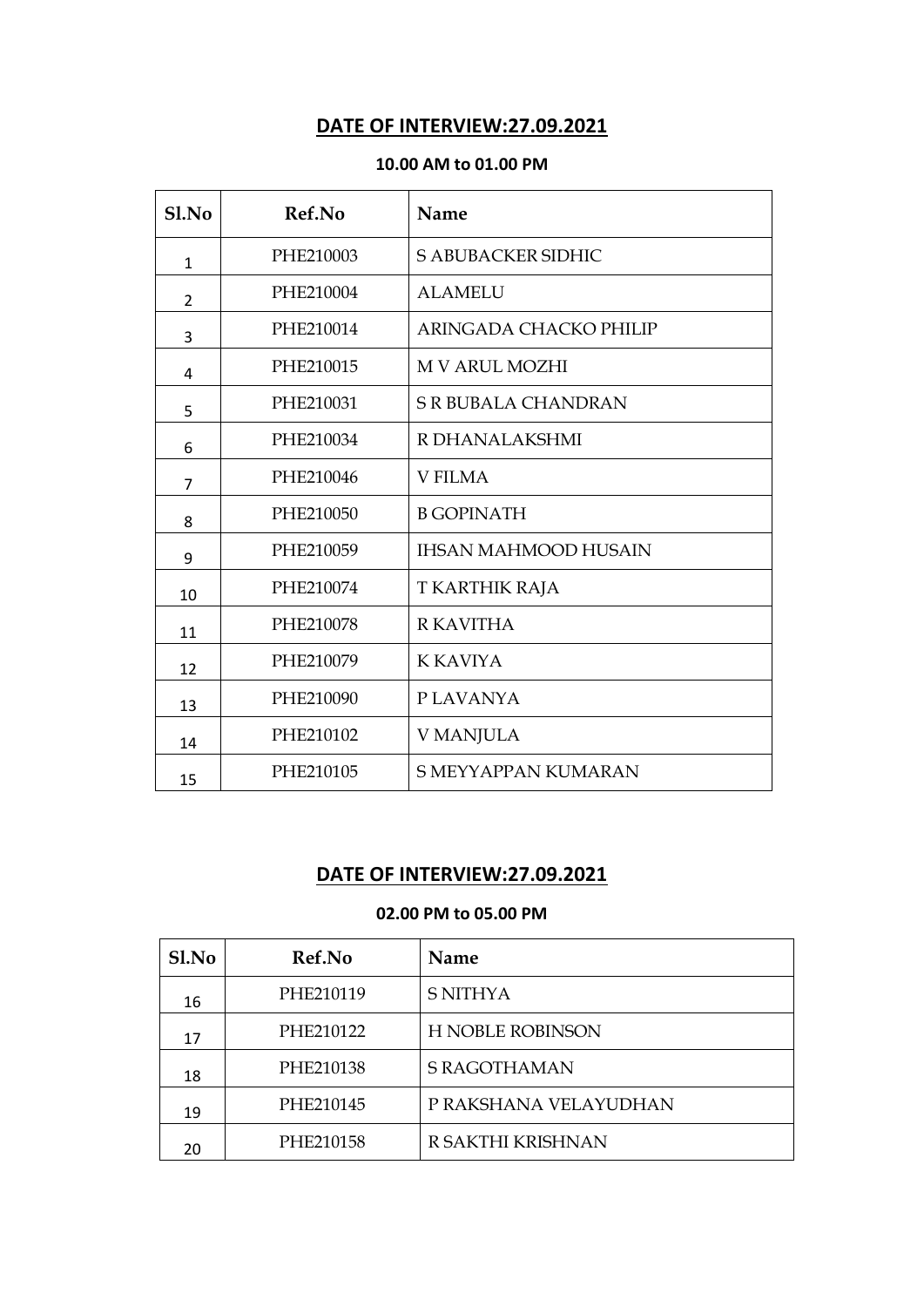## DATE OF INTERVIEW:27.09.2021

**10.00 AM to 01.00 PM**

| Sl.No | Ref.No | Name |
|---|---|---|
| 1 | PHE210003 | S ABUBACKER SIDHIC |
| 2 | PHE210004 | ALAMELU |
| 3 | PHE210014 | ARINGADA CHACKO PHILIP |
| 4 | PHE210015 | M V ARUL MOZHI |
| 5 | PHE210031 | S R BUBALA CHANDRAN |
| 6 | PHE210034 | R DHANALAKSHMI |
| 7 | PHE210046 | V FILMA |
| 8 | PHE210050 | B GOPINATH |
| 9 | PHE210059 | IHSAN MAHMOOD HUSAIN |
| 10 | PHE210074 | T KARTHIK RAJA |
| 11 | PHE210078 | R KAVITHA |
| 12 | PHE210079 | K KAVIYA |
| 13 | PHE210090 | P LAVANYA |
| 14 | PHE210102 | V MANJULA |
| 15 | PHE210105 | S MEYYAPPAN KUMARAN |

## DATE OF INTERVIEW:27.09.2021

**02.00 PM to 05.00 PM**

| Sl.No | Ref.No | Name |
|---|---|---|
| 16 | PHE210119 | S NITHYA |
| 17 | PHE210122 | H NOBLE ROBINSON |
| 18 | PHE210138 | S RAGOTHAMAN |
| 19 | PHE210145 | P RAKSHANA VELAYUDHAN |
| 20 | PHE210158 | R SAKTHI KRISHNAN |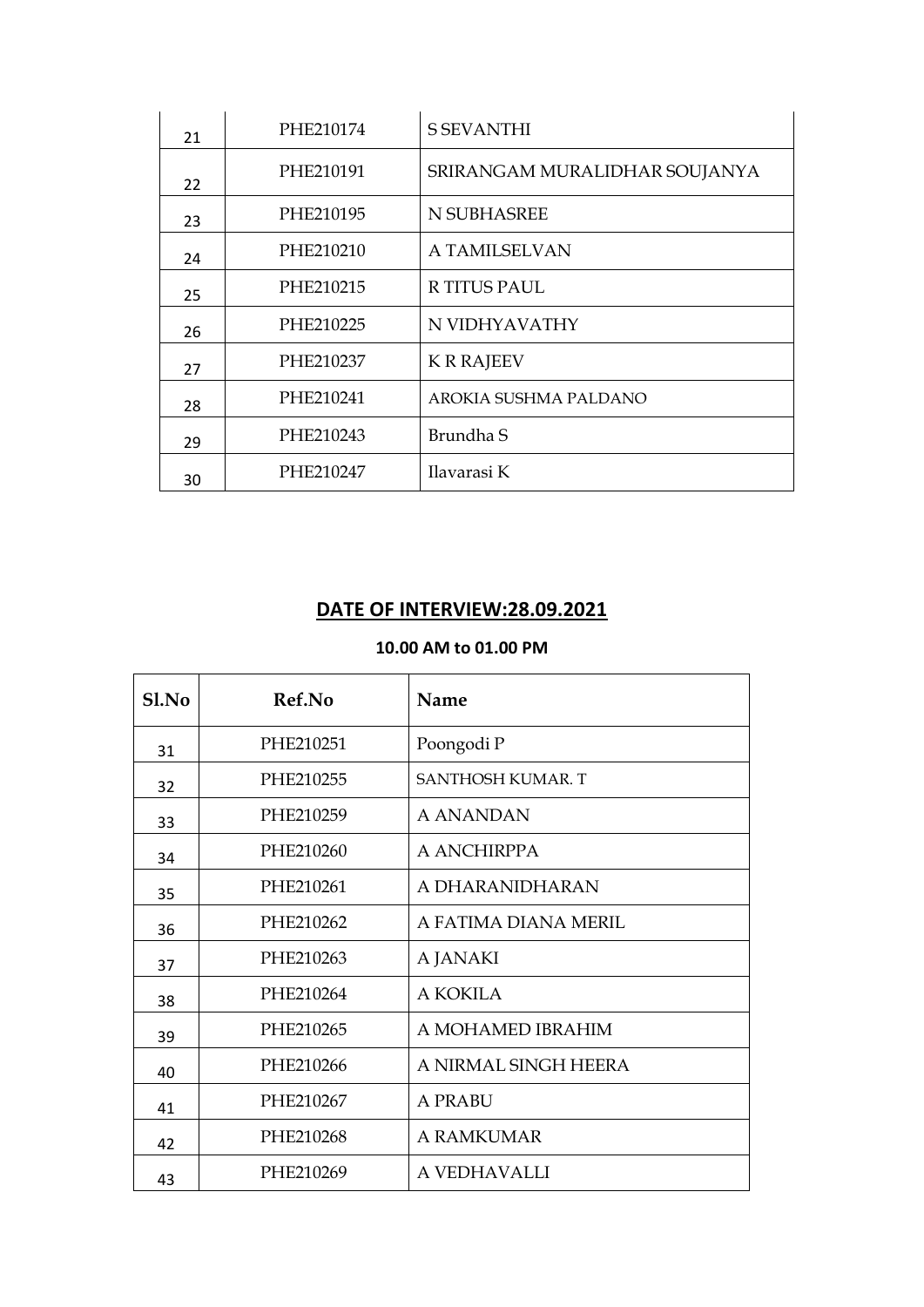| 21 | PHE210174 | S SEVANTHI |
|---|---|---|
| 22 | PHE210191 | SRIRANGAM MURALIDHAR SOUJANYA |
| 23 | PHE210195 | N SUBHASREE |
| 24 | PHE210210 | A TAMILSELVAN |
| 25 | PHE210215 | R TITUS PAUL |
| 26 | PHE210225 | N VIDHYAVATHY |
| 27 | PHE210237 | K R RAJEEV |
| 28 | PHE210241 | AROKIA SUSHMA PALDANO |
| 29 | PHE210243 | Brundha S |
| 30 | PHE210247 | Ilavarasi K |

## DATE OF INTERVIEW:28.09.2021

**10.00 AM to 01.00 PM**

| Sl.No | Ref.No | Name |
|---|---|---|
| 31 | PHE210251 | Poongodi P |
| 32 | PHE210255 | SANTHOSH KUMAR. T |
| 33 | PHE210259 | A ANANDAN |
| 34 | PHE210260 | A ANCHIRPPA |
| 35 | PHE210261 | A DHARANIDHARAN |
| 36 | PHE210262 | A FATIMA DIANA MERIL |
| 37 | PHE210263 | A JANAKI |
| 38 | PHE210264 | A KOKILA |
| 39 | PHE210265 | A MOHAMED IBRAHIM |
| 40 | PHE210266 | A NIRMAL SINGH HEERA |
| 41 | PHE210267 | A PRABU |
| 42 | PHE210268 | A RAMKUMAR |
| 43 | PHE210269 | A VEDHAVALLI |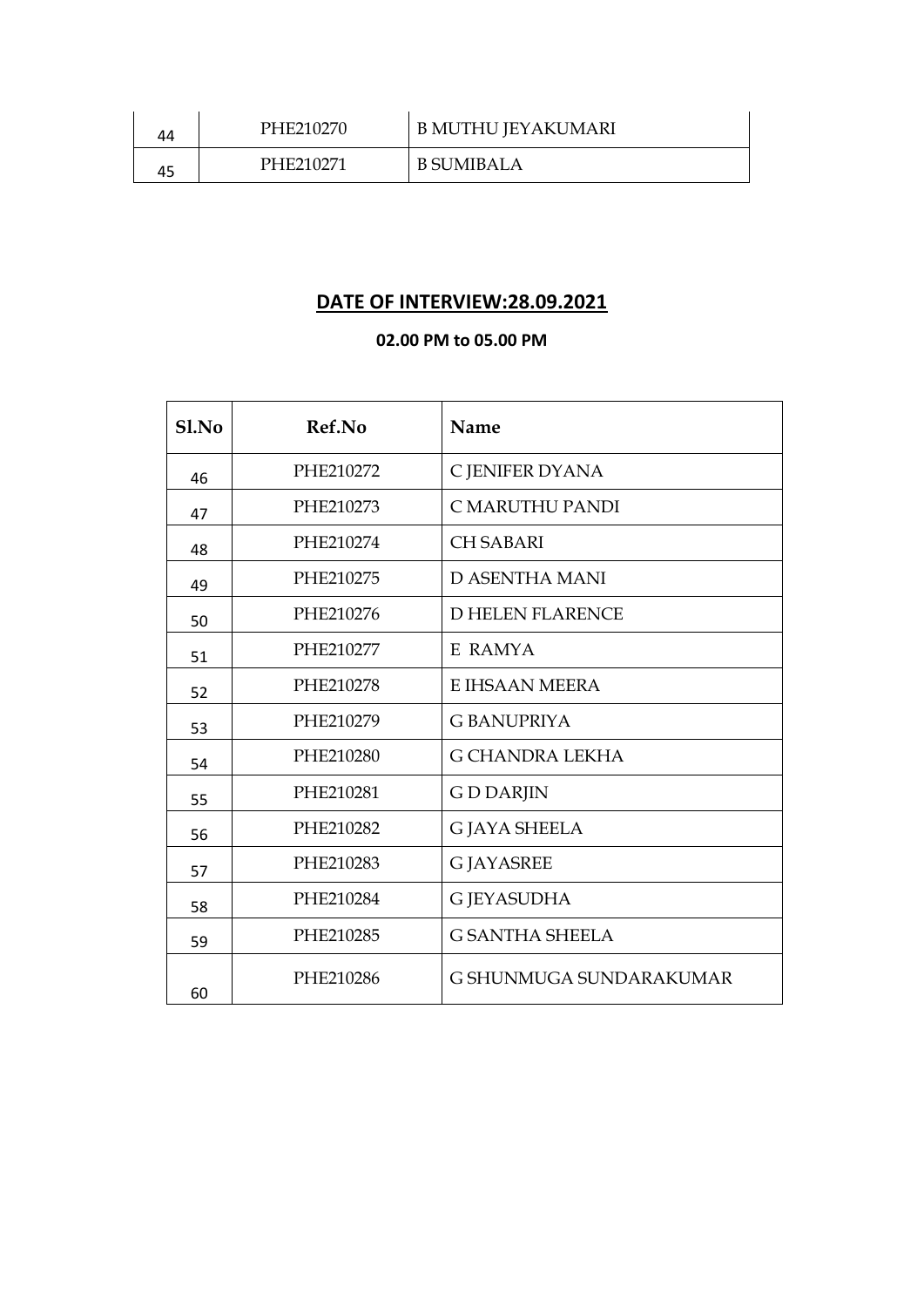| 44 | PHE210270 | B MUTHU JEYAKUMARI |
|---|---|---|
| 45 | PHE210271 | B SUMIBALA |

## DATE OF INTERVIEW:28.09.2021

**02.00 PM to 05.00 PM**

| Sl.No | Ref.No | Name |
|---|---|---|
| 46 | PHE210272 | C JENIFER DYANA |
| 47 | PHE210273 | C MARUTHU PANDI |
| 48 | PHE210274 | CH SABARI |
| 49 | PHE210275 | D ASENTHA MANI |
| 50 | PHE210276 | D HELEN FLARENCE |
| 51 | PHE210277 | E RAMYA |
| 52 | PHE210278 | E IHSAAN MEERA |
| 53 | PHE210279 | G BANUPRIYA |
| 54 | PHE210280 | G CHANDRA LEKHA |
| 55 | PHE210281 | G D DARJIN |
| 56 | PHE210282 | G JAYA SHEELA |
| 57 | PHE210283 | G JAYASREE |
| 58 | PHE210284 | G JEYASUDHA |
| 59 | PHE210285 | G SANTHA SHEELA |
| 60 | PHE210286 | G SHUNMUGA SUNDARAKUMAR |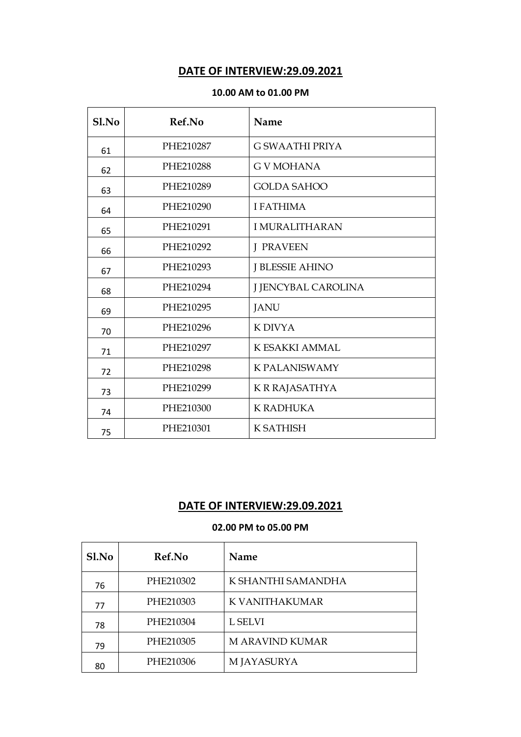## DATE OF INTERVIEW:29.09.2021

**10.00 AM to 01.00 PM**

| Sl.No | Ref.No | Name |
|---|---|---|
| 61 | PHE210287 | G SWAATHI PRIYA |
| 62 | PHE210288 | G V MOHANA |
| 63 | PHE210289 | GOLDA SAHOO |
| 64 | PHE210290 | I FATHIMA |
| 65 | PHE210291 | I MURALITHARAN |
| 66 | PHE210292 | J PRAVEEN |
| 67 | PHE210293 | J BLESSIE AHINO |
| 68 | PHE210294 | J JENCYBAL CAROLINA |
| 69 | PHE210295 | JANU |
| 70 | PHE210296 | K DIVYA |
| 71 | PHE210297 | K ESAKKI AMMAL |
| 72 | PHE210298 | K PALANISWAMY |
| 73 | PHE210299 | K R RAJASATHYA |
| 74 | PHE210300 | K RADHUKA |
| 75 | PHE210301 | K SATHISH |

## DATE OF INTERVIEW:29.09.2021

**02.00 PM to 05.00 PM**

| Sl.No | Ref.No | Name |
|---|---|---|
| 76 | PHE210302 | K SHANTHI SAMANDHA |
| 77 | PHE210303 | K VANITHAKUMAR |
| 78 | PHE210304 | L SELVI |
| 79 | PHE210305 | M ARAVIND KUMAR |
| 80 | PHE210306 | M JAYASURYA |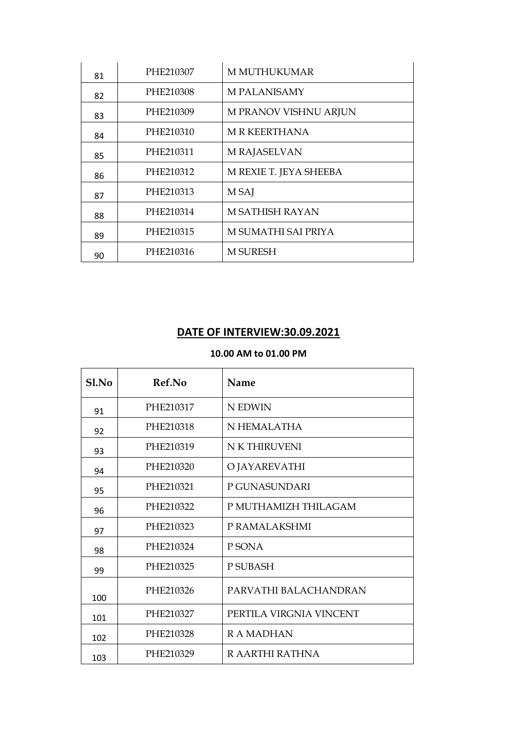| | | |
|---|---|---|
| 81 | PHE210307 | M MUTHUKUMAR |
| 82 | PHE210308 | M PALANISAMY |
| 83 | PHE210309 | M PRANOV VISHNU ARJUN |
| 84 | PHE210310 | M R KEERTHANA |
| 85 | PHE210311 | M RAJASELVAN |
| 86 | PHE210312 | M REXIE T. JEYA SHEEBA |
| 87 | PHE210313 | M SAJ |
| 88 | PHE210314 | M SATHISH RAYAN |
| 89 | PHE210315 | M SUMATHI SAI PRIYA |
| 90 | PHE210316 | M SURESH |

## DATE OF INTERVIEW:30.09.2021

**10.00 AM to 01.00 PM**

| Sl.No | Ref.No | Name |
|---|---|---|
| 91 | PHE210317 | N EDWIN |
| 92 | PHE210318 | N HEMALATHA |
| 93 | PHE210319 | N K THIRUVENI |
| 94 | PHE210320 | O JAYAREVATHI |
| 95 | PHE210321 | P GUNASUNDARI |
| 96 | PHE210322 | P MUTHAMIZH THILAGAM |
| 97 | PHE210323 | P RAMALAKSHMI |
| 98 | PHE210324 | P SONA |
| 99 | PHE210325 | P SUBASH |
| 100 | PHE210326 | PARVATHI BALACHANDRAN |
| 101 | PHE210327 | PERTILA VIRGNIA VINCENT |
| 102 | PHE210328 | R A MADHAN |
| 103 | PHE210329 | R AARTHI RATHNA |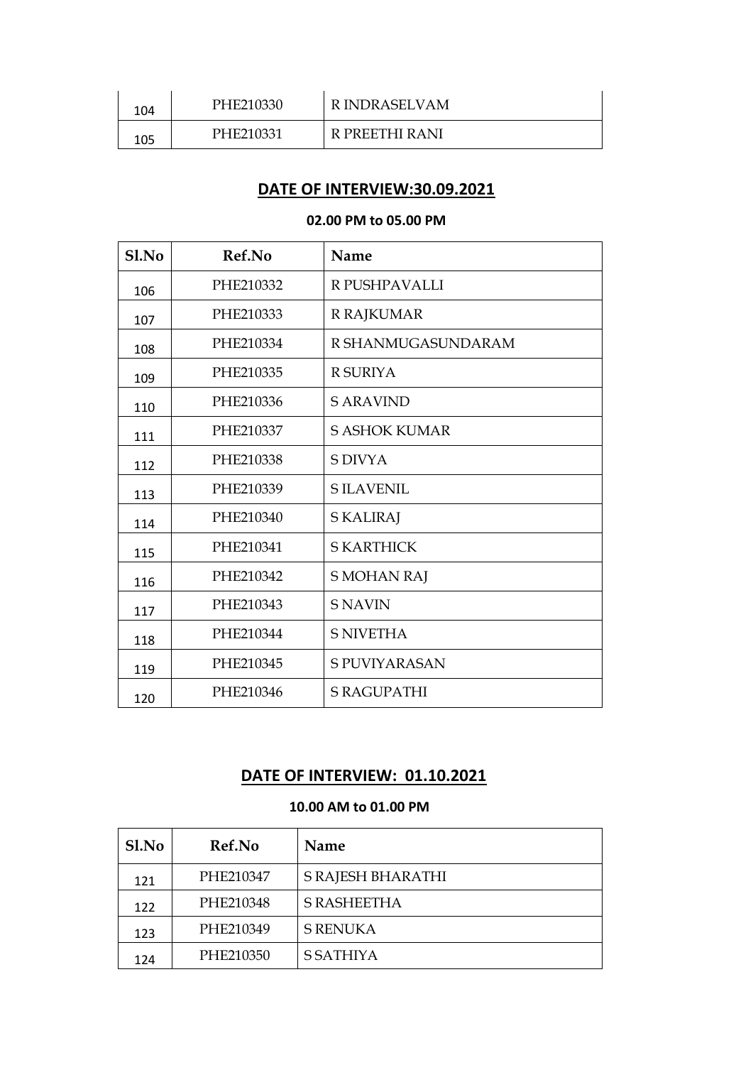| 104 | PHE210330 | R INDRASELVAM |
|---|---|---|
| 105 | PHE210331 | R PREETHI RANI |

## DATE OF INTERVIEW:30.09.2021

**02.00 PM to 05.00 PM**

| Sl.No | Ref.No | Name |
|---|---|---|
| 106 | PHE210332 | R PUSHPAVALLI |
| 107 | PHE210333 | R RAJKUMAR |
| 108 | PHE210334 | R SHANMUGASUNDARAM |
| 109 | PHE210335 | R SURIYA |
| 110 | PHE210336 | S ARAVIND |
| 111 | PHE210337 | S ASHOK KUMAR |
| 112 | PHE210338 | S DIVYA |
| 113 | PHE210339 | S ILAVENIL |
| 114 | PHE210340 | S KALIRAJ |
| 115 | PHE210341 | S KARTHICK |
| 116 | PHE210342 | S MOHAN RAJ |
| 117 | PHE210343 | S NAVIN |
| 118 | PHE210344 | S NIVETHA |
| 119 | PHE210345 | S PUVIYARASAN |
| 120 | PHE210346 | S RAGUPATHI |

## DATE OF INTERVIEW: 01.10.2021

**10.00 AM to 01.00 PM**

| Sl.No | Ref.No | Name |
|---|---|---|
| 121 | PHE210347 | S RAJESH BHARATHI |
| 122 | PHE210348 | S RASHEETHA |
| 123 | PHE210349 | S RENUKA |
| 124 | PHE210350 | S SATHIYA |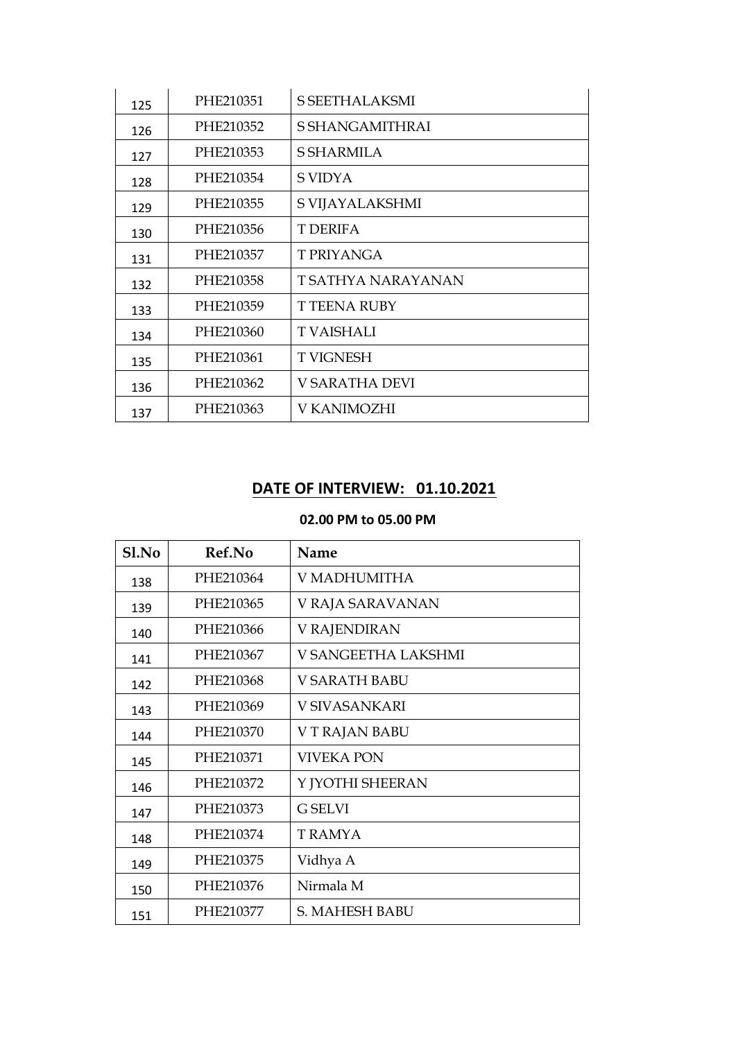| | | |
|---|---|---|
| 125 | PHE210351 | S SEETHALAKSMI |
| 126 | PHE210352 | S SHANGAMITHRAI |
| 127 | PHE210353 | S SHARMILA |
| 128 | PHE210354 | S VIDYA |
| 129 | PHE210355 | S VIJAYALAKSHMI |
| 130 | PHE210356 | T DERIFA |
| 131 | PHE210357 | T PRIYANGA |
| 132 | PHE210358 | T SATHYA NARAYANAN |
| 133 | PHE210359 | T TEENA RUBY |
| 134 | PHE210360 | T VAISHALI |
| 135 | PHE210361 | T VIGNESH |
| 136 | PHE210362 | V SARATHA DEVI |
| 137 | PHE210363 | V KANIMOZHI |

## DATE OF INTERVIEW: 01.10.2021

**02.00 PM to 05.00 PM**

| Sl.No | Ref.No | Name |
|---|---|---|
| 138 | PHE210364 | V MADHUMITHA |
| 139 | PHE210365 | V RAJA SARAVANAN |
| 140 | PHE210366 | V RAJENDIRAN |
| 141 | PHE210367 | V SANGEETHA LAKSHMI |
| 142 | PHE210368 | V SARATH BABU |
| 143 | PHE210369 | V SIVASANKARI |
| 144 | PHE210370 | V T RAJAN BABU |
| 145 | PHE210371 | VIVEKA PON |
| 146 | PHE210372 | Y JYOTHI SHEERAN |
| 147 | PHE210373 | G SELVI |
| 148 | PHE210374 | T RAMYA |
| 149 | PHE210375 | Vidhya A |
| 150 | PHE210376 | Nirmala M |
| 151 | PHE210377 | S. MAHESH BABU |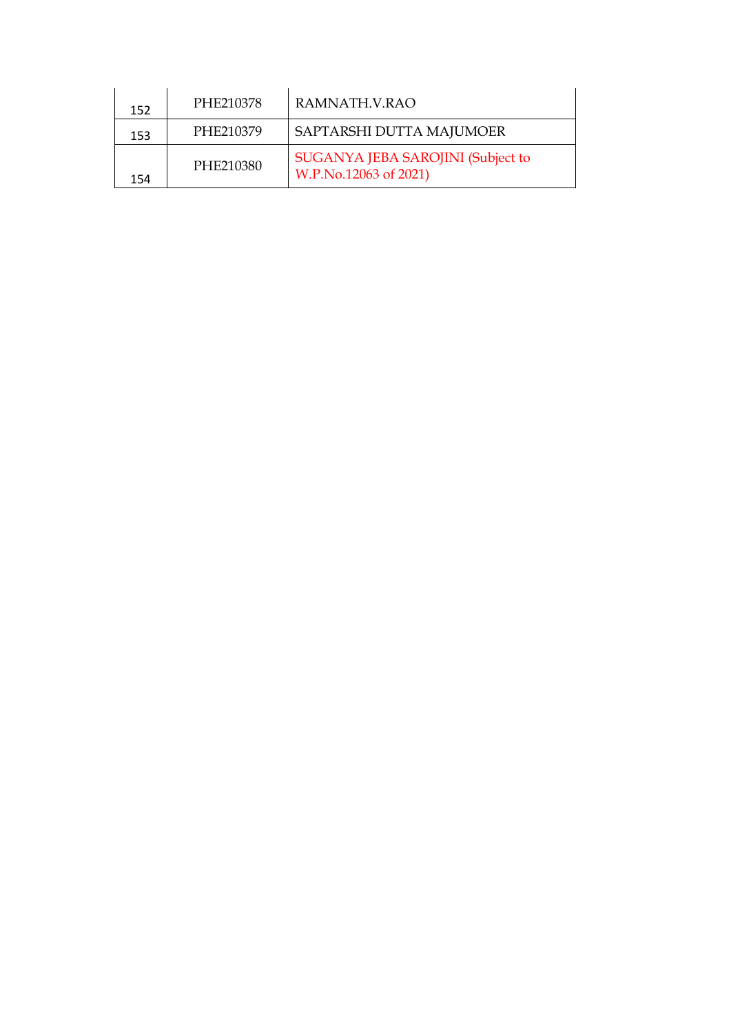| | | |
|---|---|---|
| 152 | PHE210378 | RAMNATH.V.RAO |
| 153 | PHE210379 | SAPTARSHI DUTTA MAJUMOER |
| 154 | PHE210380 | SUGANYA JEBA SAROJINI (Subject to W.P.No.12063 of 2021) |